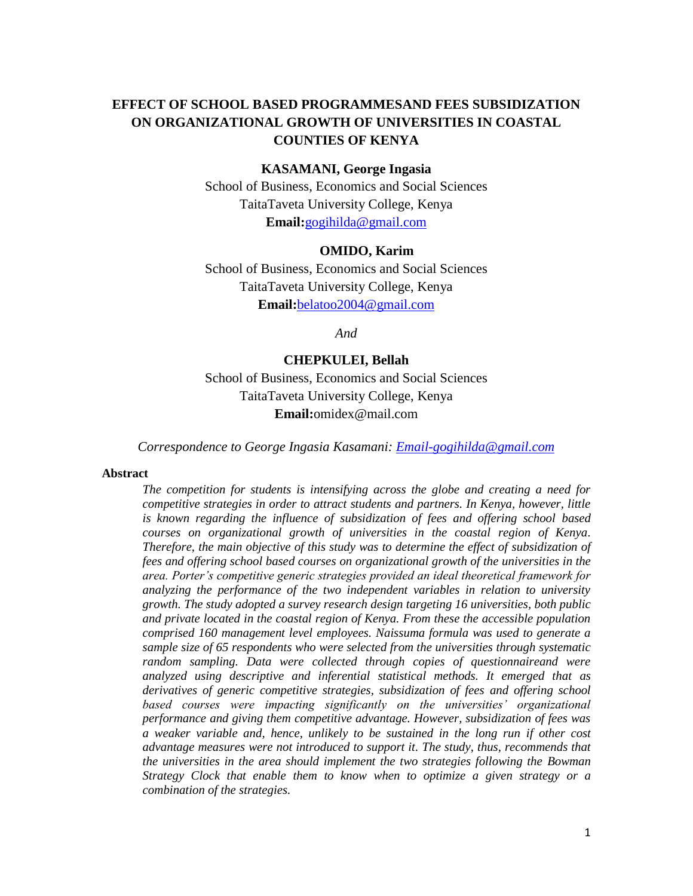# EFFECT OF SCHOOL BASED PROGRAMMESAND FEES SUBSIDIZATION ON ORGANIZATIONAL GROWTH OF UNIVERSITIES IN COASTAL COUNTIES OF KENYA

**KASAMANI, George Ingasia**
School of Business, Economics and Social Sciences
TaitaTaveta University College, Kenya
**Email:**gogihilda@gmail.com

**OMIDO, Karim**
School of Business, Economics and Social Sciences
TaitaTaveta University College, Kenya
**Email:**belatoo2004@gmail.com

*And*

**CHEPKULEI, Bellah**
School of Business, Economics and Social Sciences
TaitaTaveta University College, Kenya
**Email:**omidex@mail.com

*Correspondence to George Ingasia Kasamani: Email-gogihilda@gmail.com*

## Abstract

*The competition for students is intensifying across the globe and creating a need for competitive strategies in order to attract students and partners. In Kenya, however, little is known regarding the influence of subsidization of fees and offering school based courses on organizational growth of universities in the coastal region of Kenya. Therefore, the main objective of this study was to determine the effect of subsidization of fees and offering school based courses on organizational growth of the universities in the area. Porter's competitive generic strategies provided an ideal theoretical framework for analyzing the performance of the two independent variables in relation to university growth. The study adopted a survey research design targeting 16 universities, both public and private located in the coastal region of Kenya. From these the accessible population comprised 160 management level employees. Naissuma formula was used to generate a sample size of 65 respondents who were selected from the universities through systematic random sampling. Data were collected through copies of questionnaireand were analyzed using descriptive and inferential statistical methods. It emerged that as derivatives of generic competitive strategies, subsidization of fees and offering school based courses were impacting significantly on the universities' organizational performance and giving them competitive advantage. However, subsidization of fees was a weaker variable and, hence, unlikely to be sustained in the long run if other cost advantage measures were not introduced to support it. The study, thus, recommends that the universities in the area should implement the two strategies following the Bowman Strategy Clock that enable them to know when to optimize a given strategy or a combination of the strategies.*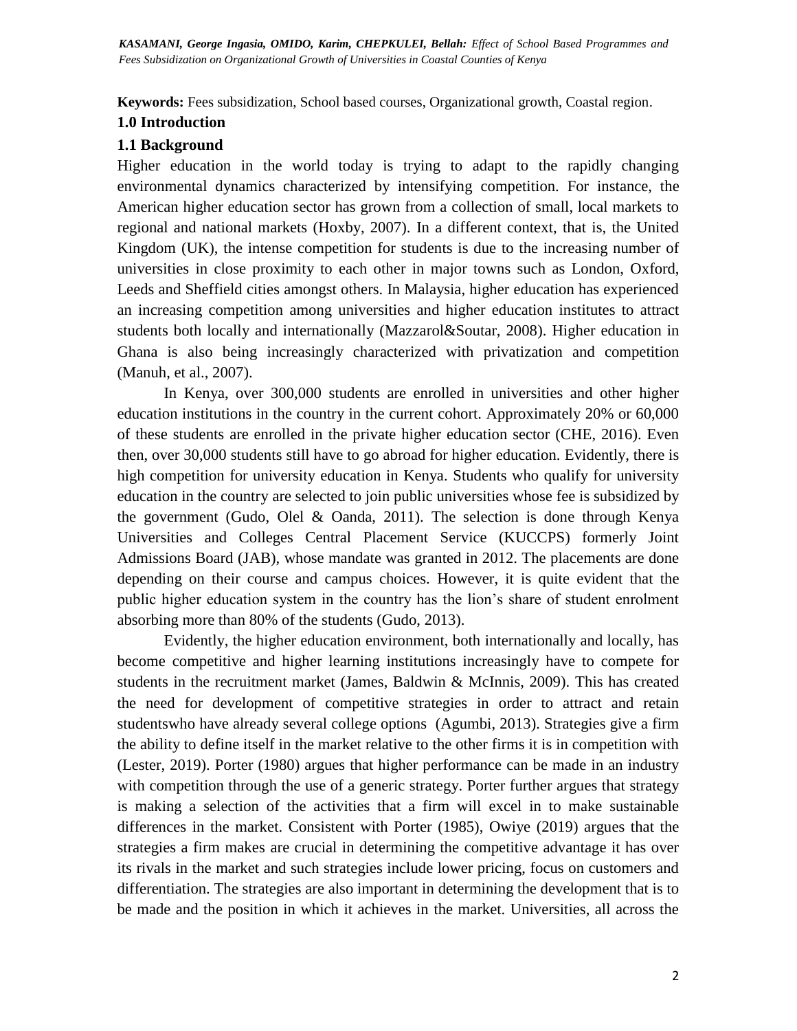**Keywords:** Fees subsidization, School based courses, Organizational growth, Coastal region.

## 1.0 Introduction

### 1.1 Background

Higher education in the world today is trying to adapt to the rapidly changing environmental dynamics characterized by intensifying competition. For instance, the American higher education sector has grown from a collection of small, local markets to regional and national markets (Hoxby, 2007). In a different context, that is, the United Kingdom (UK), the intense competition for students is due to the increasing number of universities in close proximity to each other in major towns such as London, Oxford, Leeds and Sheffield cities amongst others. In Malaysia, higher education has experienced an increasing competition among universities and higher education institutes to attract students both locally and internationally (Mazzarol&Soutar, 2008). Higher education in Ghana is also being increasingly characterized with privatization and competition (Manuh, et al., 2007).

In Kenya, over 300,000 students are enrolled in universities and other higher education institutions in the country in the current cohort. Approximately 20% or 60,000 of these students are enrolled in the private higher education sector (CHE, 2016). Even then, over 30,000 students still have to go abroad for higher education. Evidently, there is high competition for university education in Kenya. Students who qualify for university education in the country are selected to join public universities whose fee is subsidized by the government (Gudo, Olel & Oanda, 2011). The selection is done through Kenya Universities and Colleges Central Placement Service (KUCCPS) formerly Joint Admissions Board (JAB), whose mandate was granted in 2012. The placements are done depending on their course and campus choices. However, it is quite evident that the public higher education system in the country has the lion's share of student enrolment absorbing more than 80% of the students (Gudo, 2013).

Evidently, the higher education environment, both internationally and locally, has become competitive and higher learning institutions increasingly have to compete for students in the recruitment market (James, Baldwin & McInnis, 2009). This has created the need for development of competitive strategies in order to attract and retain studentswho have already several college options (Agumbi, 2013). Strategies give a firm the ability to define itself in the market relative to the other firms it is in competition with (Lester, 2019). Porter (1980) argues that higher performance can be made in an industry with competition through the use of a generic strategy. Porter further argues that strategy is making a selection of the activities that a firm will excel in to make sustainable differences in the market. Consistent with Porter (1985), Owiye (2019) argues that the strategies a firm makes are crucial in determining the competitive advantage it has over its rivals in the market and such strategies include lower pricing, focus on customers and differentiation. The strategies are also important in determining the development that is to be made and the position in which it achieves in the market. Universities, all across the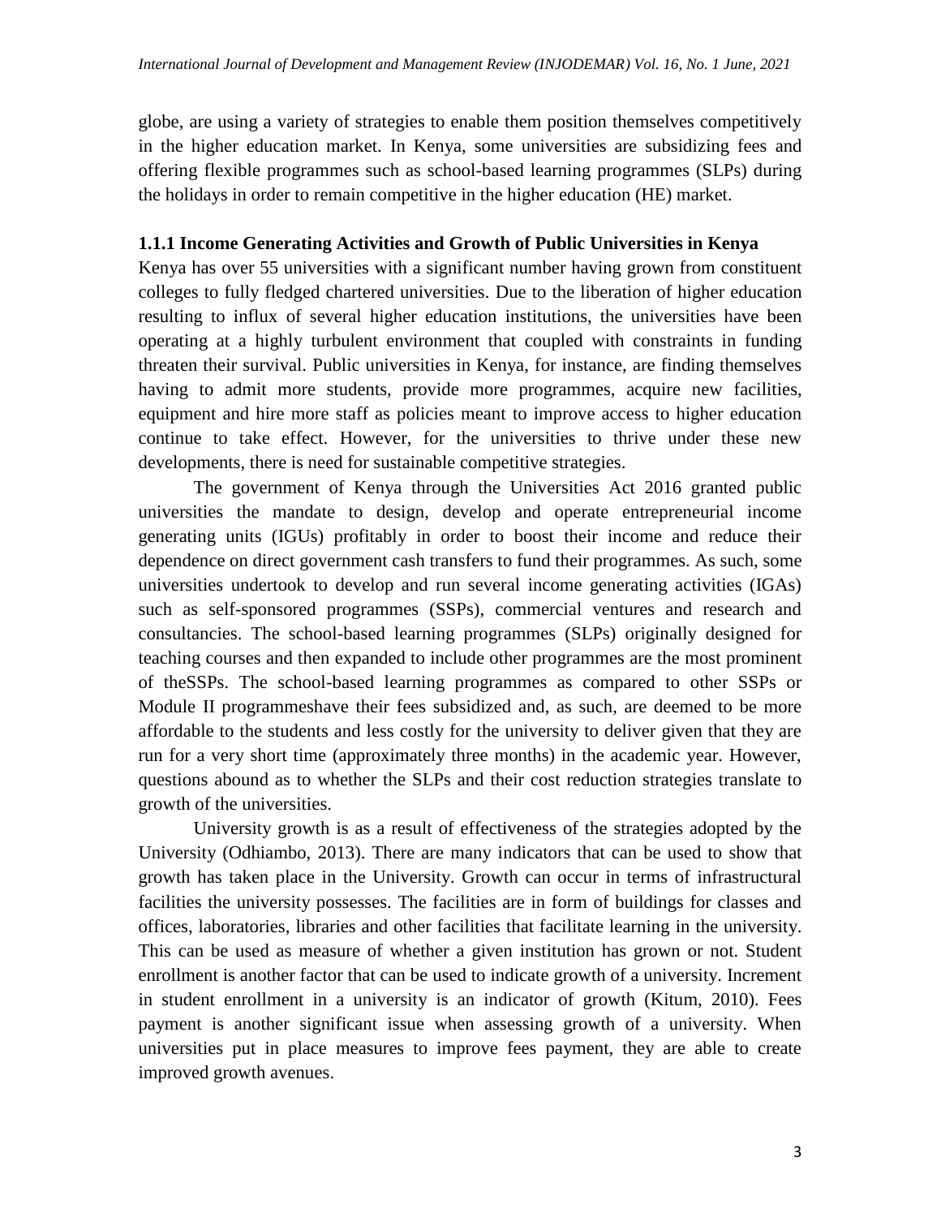globe, are using a variety of strategies to enable them position themselves competitively in the higher education market. In Kenya, some universities are subsidizing fees and offering flexible programmes such as school-based learning programmes (SLPs) during the holidays in order to remain competitive in the higher education (HE) market.

### 1.1.1 Income Generating Activities and Growth of Public Universities in Kenya

Kenya has over 55 universities with a significant number having grown from constituent colleges to fully fledged chartered universities. Due to the liberation of higher education resulting to influx of several higher education institutions, the universities have been operating at a highly turbulent environment that coupled with constraints in funding threaten their survival. Public universities in Kenya, for instance, are finding themselves having to admit more students, provide more programmes, acquire new facilities, equipment and hire more staff as policies meant to improve access to higher education continue to take effect. However, for the universities to thrive under these new developments, there is need for sustainable competitive strategies.

The government of Kenya through the Universities Act 2016 granted public universities the mandate to design, develop and operate entrepreneurial income generating units (IGUs) profitably in order to boost their income and reduce their dependence on direct government cash transfers to fund their programmes. As such, some universities undertook to develop and run several income generating activities (IGAs) such as self-sponsored programmes (SSPs), commercial ventures and research and consultancies. The school-based learning programmes (SLPs) originally designed for teaching courses and then expanded to include other programmes are the most prominent of theSSPs. The school-based learning programmes as compared to other SSPs or Module II programmeshave their fees subsidized and, as such, are deemed to be more affordable to the students and less costly for the university to deliver given that they are run for a very short time (approximately three months) in the academic year. However, questions abound as to whether the SLPs and their cost reduction strategies translate to growth of the universities.

University growth is as a result of effectiveness of the strategies adopted by the University (Odhiambo, 2013). There are many indicators that can be used to show that growth has taken place in the University. Growth can occur in terms of infrastructural facilities the university possesses. The facilities are in form of buildings for classes and offices, laboratories, libraries and other facilities that facilitate learning in the university. This can be used as measure of whether a given institution has grown or not. Student enrollment is another factor that can be used to indicate growth of a university. Increment in student enrollment in a university is an indicator of growth (Kitum, 2010). Fees payment is another significant issue when assessing growth of a university. When universities put in place measures to improve fees payment, they are able to create improved growth avenues.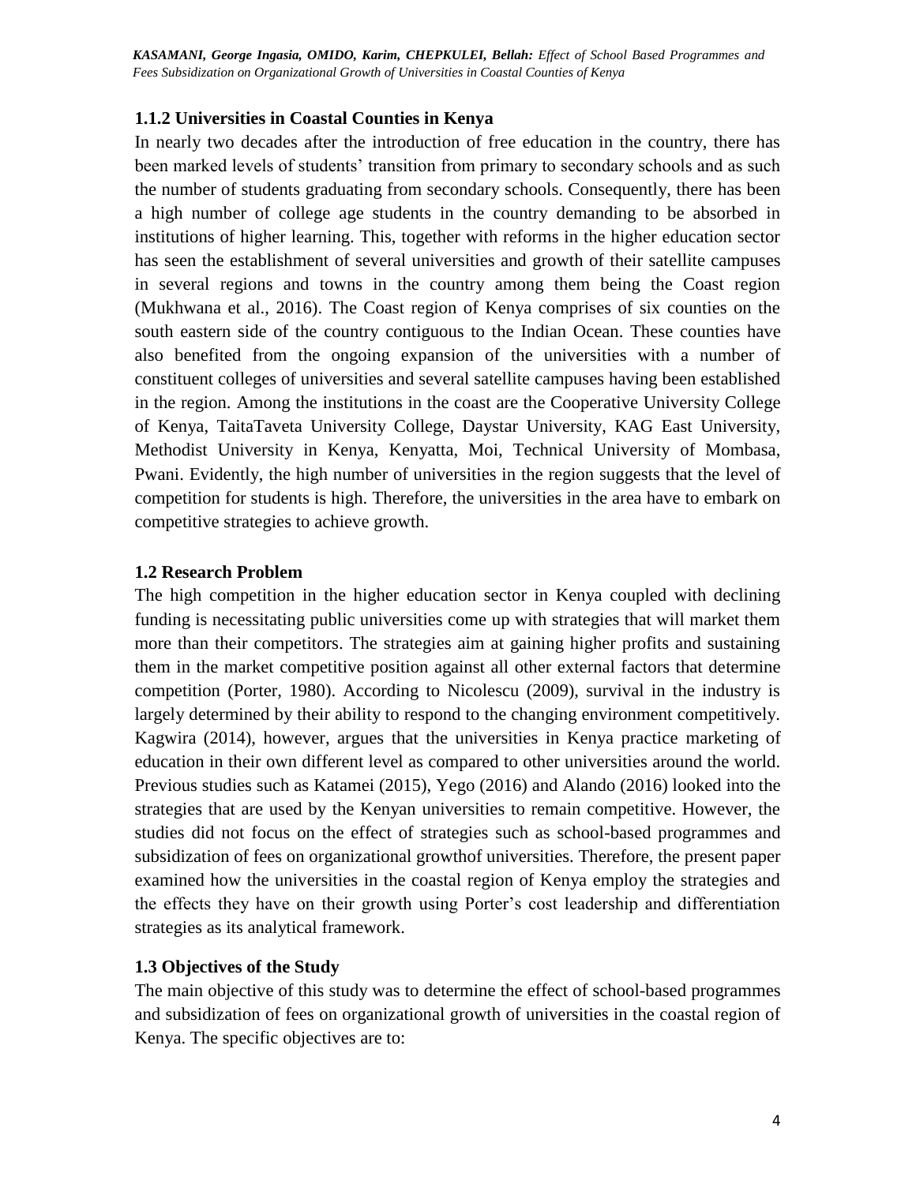### 1.1.2 Universities in Coastal Counties in Kenya

In nearly two decades after the introduction of free education in the country, there has been marked levels of students' transition from primary to secondary schools and as such the number of students graduating from secondary schools. Consequently, there has been a high number of college age students in the country demanding to be absorbed in institutions of higher learning. This, together with reforms in the higher education sector has seen the establishment of several universities and growth of their satellite campuses in several regions and towns in the country among them being the Coast region (Mukhwana et al., 2016). The Coast region of Kenya comprises of six counties on the south eastern side of the country contiguous to the Indian Ocean. These counties have also benefited from the ongoing expansion of the universities with a number of constituent colleges of universities and several satellite campuses having been established in the region. Among the institutions in the coast are the Cooperative University College of Kenya, TaitaTaveta University College, Daystar University, KAG East University, Methodist University in Kenya, Kenyatta, Moi, Technical University of Mombasa, Pwani. Evidently, the high number of universities in the region suggests that the level of competition for students is high. Therefore, the universities in the area have to embark on competitive strategies to achieve growth.

## 1.2 Research Problem

The high competition in the higher education sector in Kenya coupled with declining funding is necessitating public universities come up with strategies that will market them more than their competitors. The strategies aim at gaining higher profits and sustaining them in the market competitive position against all other external factors that determine competition (Porter, 1980). According to Nicolescu (2009), survival in the industry is largely determined by their ability to respond to the changing environment competitively. Kagwira (2014), however, argues that the universities in Kenya practice marketing of education in their own different level as compared to other universities around the world. Previous studies such as Katamei (2015), Yego (2016) and Alando (2016) looked into the strategies that are used by the Kenyan universities to remain competitive. However, the studies did not focus on the effect of strategies such as school-based programmes and subsidization of fees on organizational growthof universities. Therefore, the present paper examined how the universities in the coastal region of Kenya employ the strategies and the effects they have on their growth using Porter's cost leadership and differentiation strategies as its analytical framework.

## 1.3 Objectives of the Study

The main objective of this study was to determine the effect of school-based programmes and subsidization of fees on organizational growth of universities in the coastal region of Kenya. The specific objectives are to: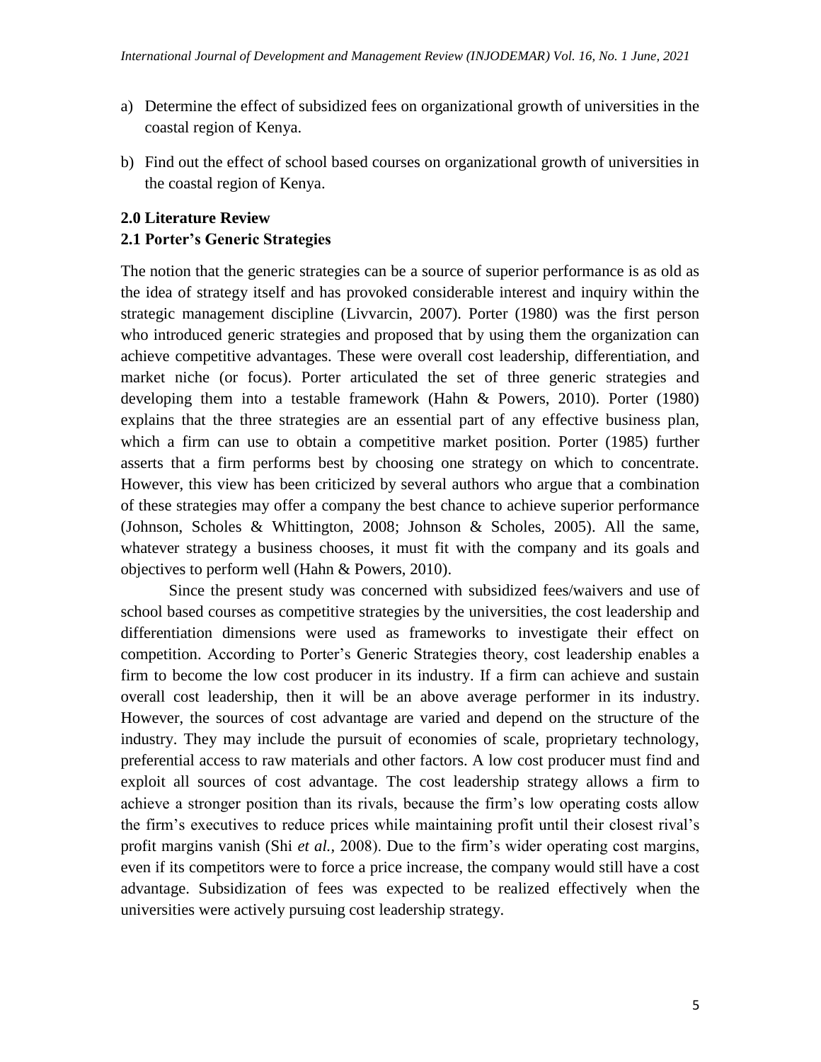a) Determine the effect of subsidized fees on organizational growth of universities in the coastal region of Kenya.

b) Find out the effect of school based courses on organizational growth of universities in the coastal region of Kenya.

## 2.0 Literature Review

### 2.1 Porter's Generic Strategies

The notion that the generic strategies can be a source of superior performance is as old as the idea of strategy itself and has provoked considerable interest and inquiry within the strategic management discipline (Livvarcin, 2007). Porter (1980) was the first person who introduced generic strategies and proposed that by using them the organization can achieve competitive advantages. These were overall cost leadership, differentiation, and market niche (or focus). Porter articulated the set of three generic strategies and developing them into a testable framework (Hahn & Powers, 2010). Porter (1980) explains that the three strategies are an essential part of any effective business plan, which a firm can use to obtain a competitive market position. Porter (1985) further asserts that a firm performs best by choosing one strategy on which to concentrate. However, this view has been criticized by several authors who argue that a combination of these strategies may offer a company the best chance to achieve superior performance (Johnson, Scholes & Whittington, 2008; Johnson & Scholes, 2005). All the same, whatever strategy a business chooses, it must fit with the company and its goals and objectives to perform well (Hahn & Powers, 2010).

Since the present study was concerned with subsidized fees/waivers and use of school based courses as competitive strategies by the universities, the cost leadership and differentiation dimensions were used as frameworks to investigate their effect on competition. According to Porter's Generic Strategies theory, cost leadership enables a firm to become the low cost producer in its industry. If a firm can achieve and sustain overall cost leadership, then it will be an above average performer in its industry. However, the sources of cost advantage are varied and depend on the structure of the industry. They may include the pursuit of economies of scale, proprietary technology, preferential access to raw materials and other factors. A low cost producer must find and exploit all sources of cost advantage. The cost leadership strategy allows a firm to achieve a stronger position than its rivals, because the firm's low operating costs allow the firm's executives to reduce prices while maintaining profit until their closest rival's profit margins vanish (Shi *et al.*, 2008). Due to the firm's wider operating cost margins, even if its competitors were to force a price increase, the company would still have a cost advantage. Subsidization of fees was expected to be realized effectively when the universities were actively pursuing cost leadership strategy.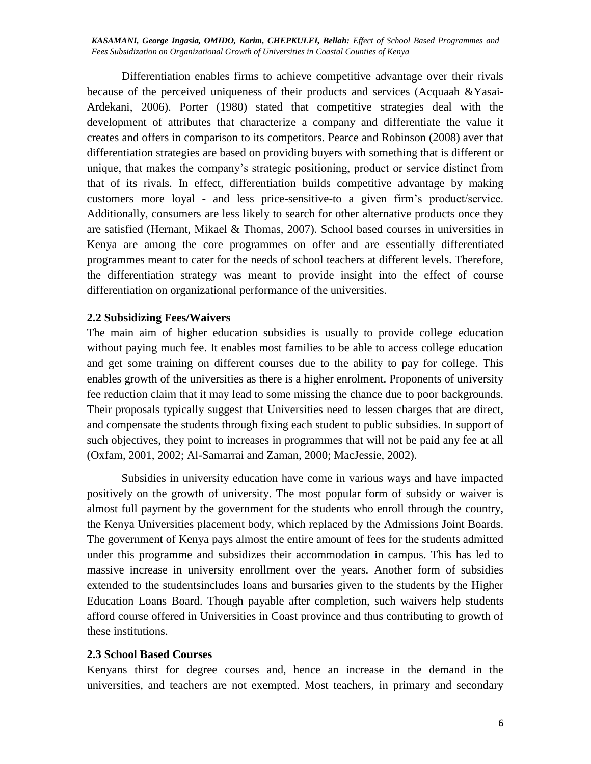Differentiation enables firms to achieve competitive advantage over their rivals because of the perceived uniqueness of their products and services (Acquaah &Yasai-Ardekani, 2006). Porter (1980) stated that competitive strategies deal with the development of attributes that characterize a company and differentiate the value it creates and offers in comparison to its competitors. Pearce and Robinson (2008) aver that differentiation strategies are based on providing buyers with something that is different or unique, that makes the company's strategic positioning, product or service distinct from that of its rivals. In effect, differentiation builds competitive advantage by making customers more loyal - and less price-sensitive-to a given firm's product/service. Additionally, consumers are less likely to search for other alternative products once they are satisfied (Hernant, Mikael & Thomas, 2007). School based courses in universities in Kenya are among the core programmes on offer and are essentially differentiated programmes meant to cater for the needs of school teachers at different levels. Therefore, the differentiation strategy was meant to provide insight into the effect of course differentiation on organizational performance of the universities.

### 2.2 Subsidizing Fees/Waivers

The main aim of higher education subsidies is usually to provide college education without paying much fee. It enables most families to be able to access college education and get some training on different courses due to the ability to pay for college. This enables growth of the universities as there is a higher enrolment. Proponents of university fee reduction claim that it may lead to some missing the chance due to poor backgrounds. Their proposals typically suggest that Universities need to lessen charges that are direct, and compensate the students through fixing each student to public subsidies. In support of such objectives, they point to increases in programmes that will not be paid any fee at all (Oxfam, 2001, 2002; Al-Samarrai and Zaman, 2000; MacJessie, 2002).

Subsidies in university education have come in various ways and have impacted positively on the growth of university. The most popular form of subsidy or waiver is almost full payment by the government for the students who enroll through the country, the Kenya Universities placement body, which replaced by the Admissions Joint Boards. The government of Kenya pays almost the entire amount of fees for the students admitted under this programme and subsidizes their accommodation in campus. This has led to massive increase in university enrollment over the years. Another form of subsidies extended to the studentsincludes loans and bursaries given to the students by the Higher Education Loans Board. Though payable after completion, such waivers help students afford course offered in Universities in Coast province and thus contributing to growth of these institutions.

### 2.3 School Based Courses

Kenyans thirst for degree courses and, hence an increase in the demand in the universities, and teachers are not exempted. Most teachers, in primary and secondary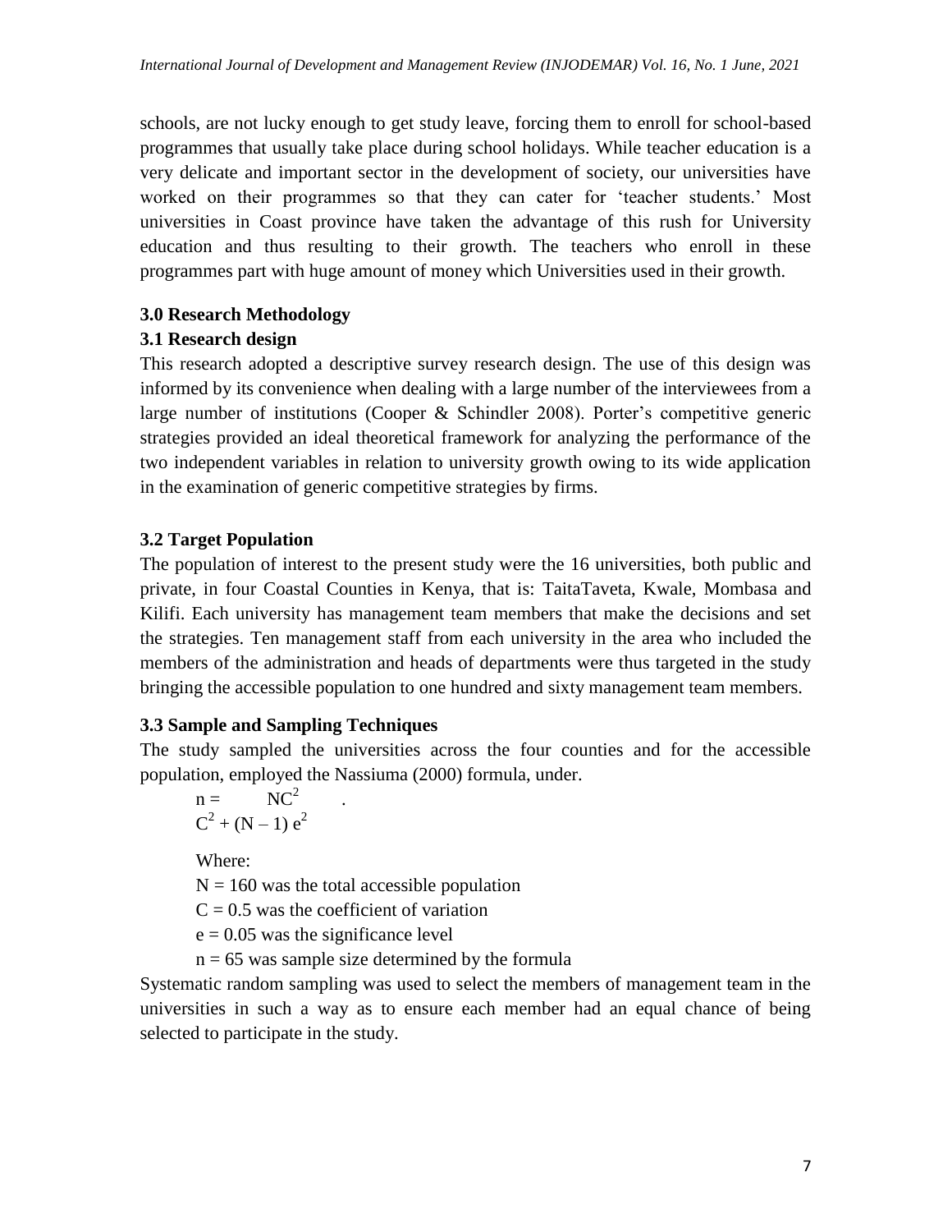schools, are not lucky enough to get study leave, forcing them to enroll for school-based programmes that usually take place during school holidays. While teacher education is a very delicate and important sector in the development of society, our universities have worked on their programmes so that they can cater for 'teacher students.' Most universities in Coast province have taken the advantage of this rush for University education and thus resulting to their growth. The teachers who enroll in these programmes part with huge amount of money which Universities used in their growth.

## 3.0 Research Methodology

### 3.1 Research design

This research adopted a descriptive survey research design. The use of this design was informed by its convenience when dealing with a large number of the interviewees from a large number of institutions (Cooper & Schindler 2008). Porter's competitive generic strategies provided an ideal theoretical framework for analyzing the performance of the two independent variables in relation to university growth owing to its wide application in the examination of generic competitive strategies by firms.

### 3.2 Target Population

The population of interest to the present study were the 16 universities, both public and private, in four Coastal Counties in Kenya, that is: TaitaTaveta, Kwale, Mombasa and Kilifi. Each university has management team members that make the decisions and set the strategies. Ten management staff from each university in the area who included the members of the administration and heads of departments were thus targeted in the study bringing the accessible population to one hundred and sixty management team members.

### 3.3 Sample and Sampling Techniques

The study sampled the universities across the four counties and for the accessible population, employed the Nassiuma (2000) formula, under.

$$n = \frac{NC^2}{C^2 + (N-1)e^2}$$

Where:

$N = 160$ was the total accessible population

$C = 0.5$ was the coefficient of variation

$e = 0.05$ was the significance level

$n = 65$ was sample size determined by the formula

Systematic random sampling was used to select the members of management team in the universities in such a way as to ensure each member had an equal chance of being selected to participate in the study.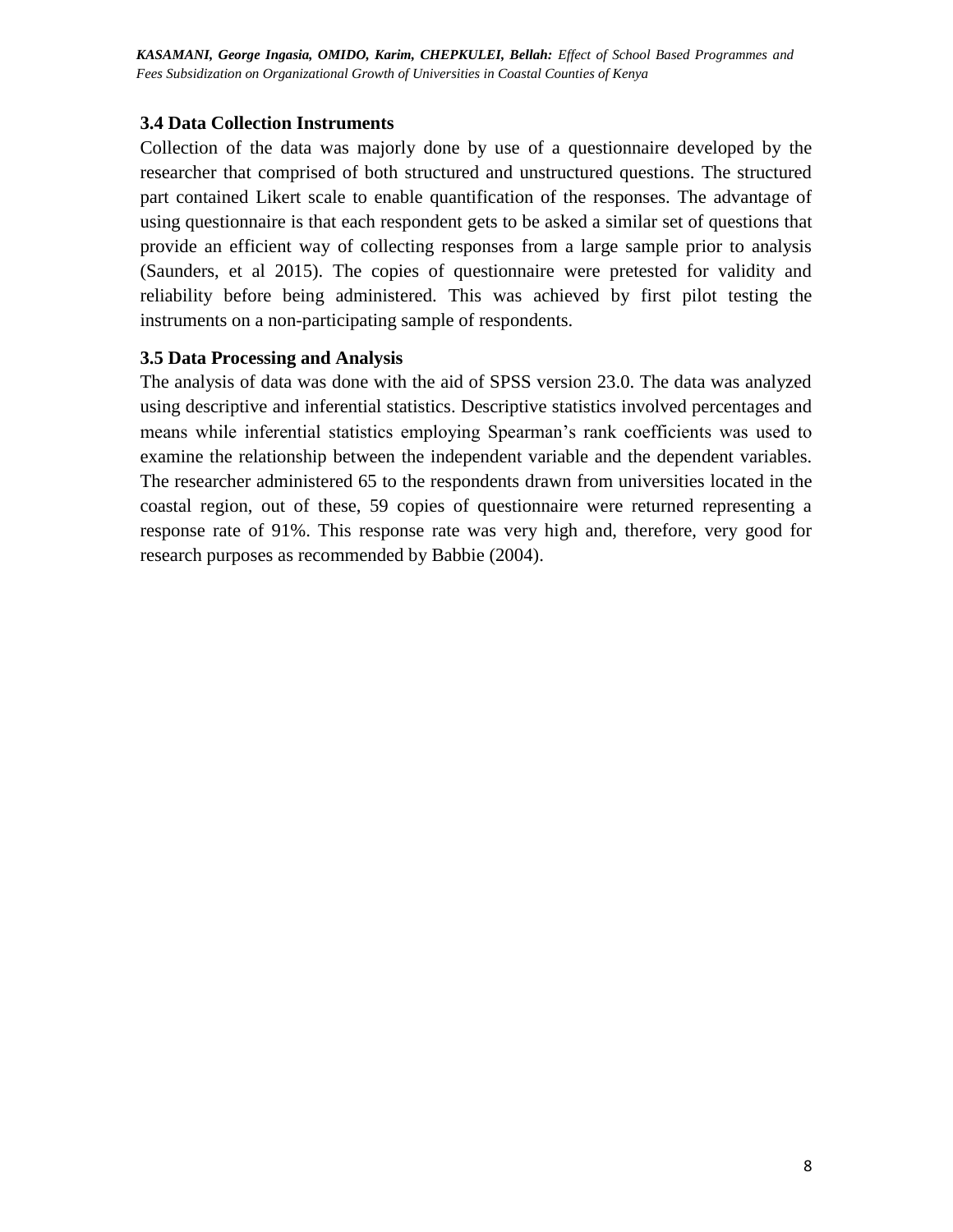### 3.4 Data Collection Instruments

Collection of the data was majorly done by use of a questionnaire developed by the researcher that comprised of both structured and unstructured questions. The structured part contained Likert scale to enable quantification of the responses. The advantage of using questionnaire is that each respondent gets to be asked a similar set of questions that provide an efficient way of collecting responses from a large sample prior to analysis (Saunders, et al 2015). The copies of questionnaire were pretested for validity and reliability before being administered. This was achieved by first pilot testing the instruments on a non-participating sample of respondents.

### 3.5 Data Processing and Analysis

The analysis of data was done with the aid of SPSS version 23.0. The data was analyzed using descriptive and inferential statistics. Descriptive statistics involved percentages and means while inferential statistics employing Spearman's rank coefficients was used to examine the relationship between the independent variable and the dependent variables. The researcher administered 65 to the respondents drawn from universities located in the coastal region, out of these, 59 copies of questionnaire were returned representing a response rate of 91%. This response rate was very high and, therefore, very good for research purposes as recommended by Babbie (2004).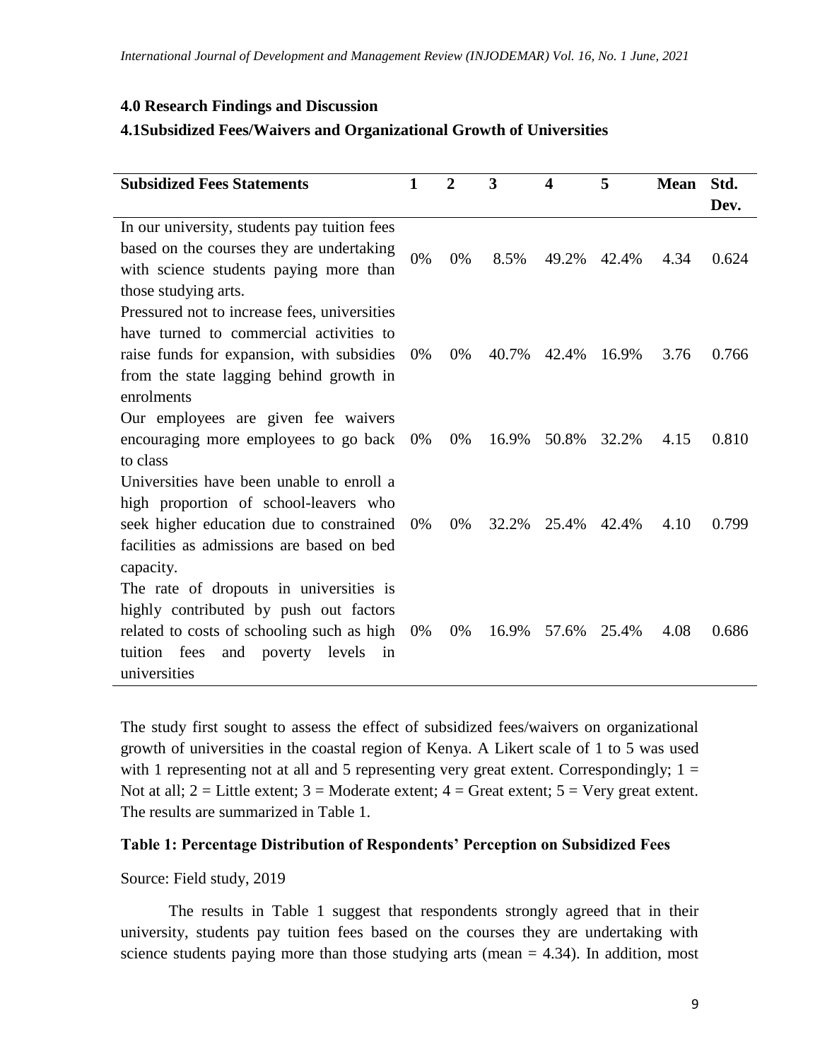## 4.0 Research Findings and Discussion

### 4.1Subsidized Fees/Waivers and Organizational Growth of Universities

| Subsidized Fees Statements | 1 | 2 | 3 | 4 | 5 | Mean | Std. Dev. |
|---|---|---|---|---|---|---|---|
| In our university, students pay tuition fees based on the courses they are undertaking with science students paying more than those studying arts. | 0% | 0% | 8.5% | 49.2% | 42.4% | 4.34 | 0.624 |
| Pressured not to increase fees, universities have turned to commercial activities to raise funds for expansion, with subsidies from the state lagging behind growth in enrolments | 0% | 0% | 40.7% | 42.4% | 16.9% | 3.76 | 0.766 |
| Our employees are given fee waivers encouraging more employees to go back to class | 0% | 0% | 16.9% | 50.8% | 32.2% | 4.15 | 0.810 |
| Universities have been unable to enroll a high proportion of school-leavers who seek higher education due to constrained facilities as admissions are based on bed capacity. | 0% | 0% | 32.2% | 25.4% | 42.4% | 4.10 | 0.799 |
| The rate of dropouts in universities is highly contributed by push out factors related to costs of schooling such as high tuition fees and poverty levels in universities | 0% | 0% | 16.9% | 57.6% | 25.4% | 4.08 | 0.686 |

The study first sought to assess the effect of subsidized fees/waivers on organizational growth of universities in the coastal region of Kenya. A Likert scale of 1 to 5 was used with 1 representing not at all and 5 representing very great extent. Correspondingly; 1 = Not at all; 2 = Little extent; 3 = Moderate extent; 4 = Great extent; 5 = Very great extent. The results are summarized in Table 1.

**Table 1: Percentage Distribution of Respondents' Perception on Subsidized Fees**

Source: Field study, 2019

The results in Table 1 suggest that respondents strongly agreed that in their university, students pay tuition fees based on the courses they are undertaking with science students paying more than those studying arts (mean = 4.34). In addition, most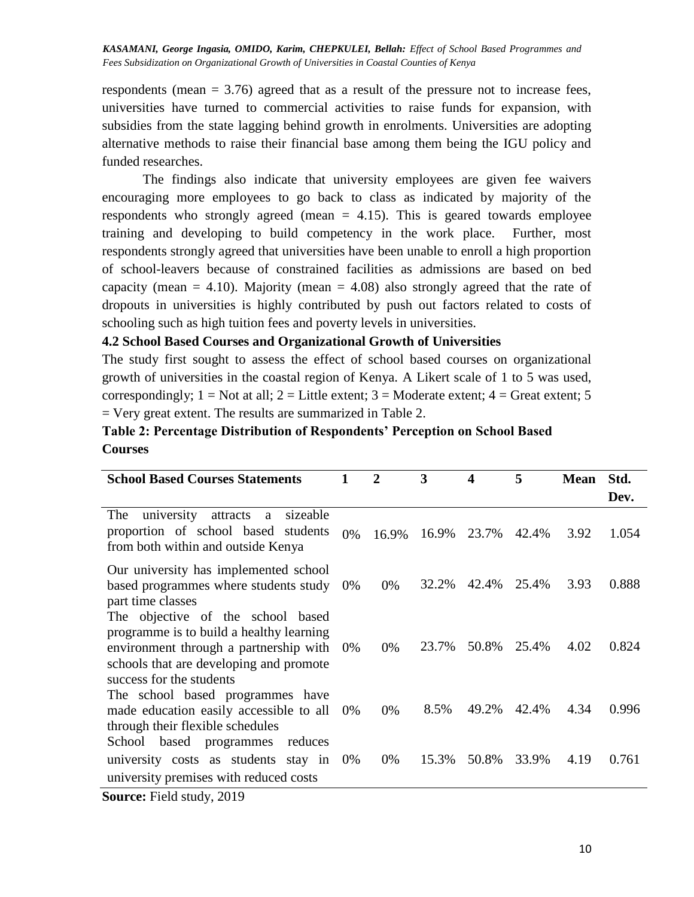respondents (mean = 3.76) agreed that as a result of the pressure not to increase fees, universities have turned to commercial activities to raise funds for expansion, with subsidies from the state lagging behind growth in enrolments. Universities are adopting alternative methods to raise their financial base among them being the IGU policy and funded researches.

The findings also indicate that university employees are given fee waivers encouraging more employees to go back to class as indicated by majority of the respondents who strongly agreed (mean = 4.15). This is geared towards employee training and developing to build competency in the work place. Further, most respondents strongly agreed that universities have been unable to enroll a high proportion of school-leavers because of constrained facilities as admissions are based on bed capacity (mean = 4.10). Majority (mean = 4.08) also strongly agreed that the rate of dropouts in universities is highly contributed by push out factors related to costs of schooling such as high tuition fees and poverty levels in universities.

### 4.2 School Based Courses and Organizational Growth of Universities

The study first sought to assess the effect of school based courses on organizational growth of universities in the coastal region of Kenya. A Likert scale of 1 to 5 was used, correspondingly; 1 = Not at all; 2 = Little extent; 3 = Moderate extent; 4 = Great extent; 5 = Very great extent. The results are summarized in Table 2.

**Table 2: Percentage Distribution of Respondents' Perception on School Based Courses**

| School Based Courses Statements | 1 | 2 | 3 | 4 | 5 | Mean | Std. Dev. |
|---|---|---|---|---|---|---|---|
| The university attracts a sizeable proportion of school based students from both within and outside Kenya | 0% | 16.9% | 16.9% | 23.7% | 42.4% | 3.92 | 1.054 |
| Our university has implemented school based programmes where students study part time classes | 0% | 0% | 32.2% | 42.4% | 25.4% | 3.93 | 0.888 |
| The objective of the school based programme is to build a healthy learning environment through a partnership with schools that are developing and promote success for the students | 0% | 0% | 23.7% | 50.8% | 25.4% | 4.02 | 0.824 |
| The school based programmes have made education easily accessible to all through their flexible schedules | 0% | 0% | 8.5% | 49.2% | 42.4% | 4.34 | 0.996 |
| School based programmes reduces university costs as students stay in university premises with reduced costs | 0% | 0% | 15.3% | 50.8% | 33.9% | 4.19 | 0.761 |

**Source:** Field study, 2019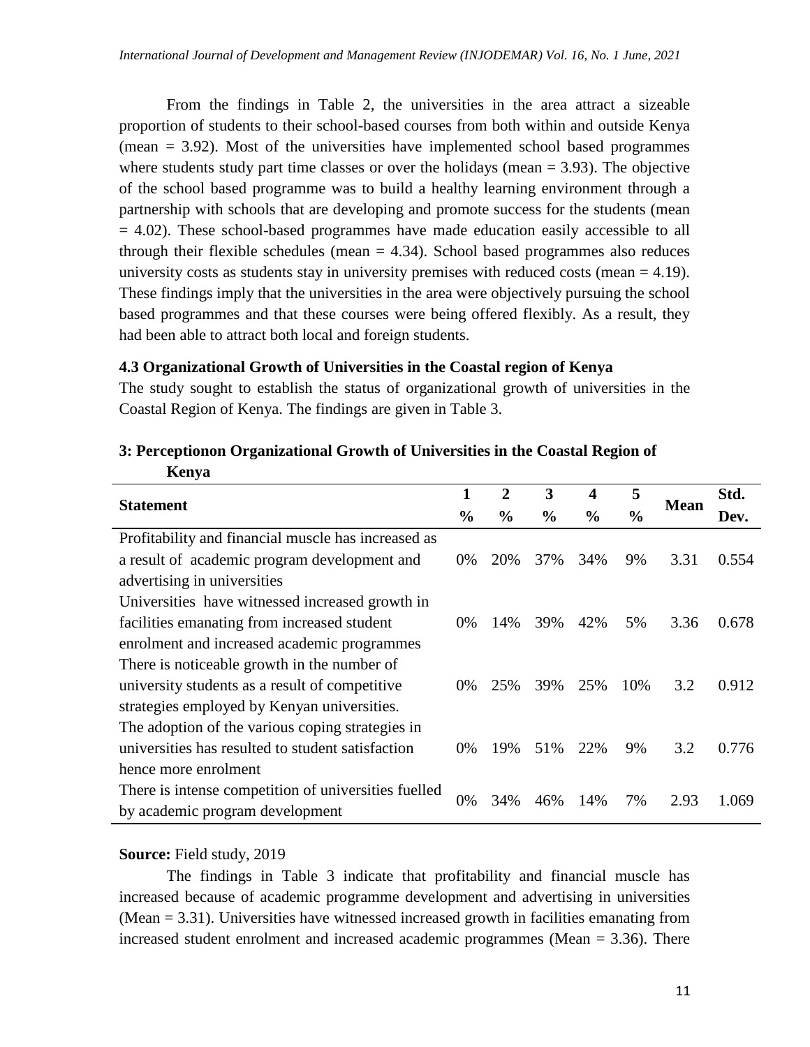From the findings in Table 2, the universities in the area attract a sizeable proportion of students to their school-based courses from both within and outside Kenya (mean = 3.92). Most of the universities have implemented school based programmes where students study part time classes or over the holidays (mean = 3.93). The objective of the school based programme was to build a healthy learning environment through a partnership with schools that are developing and promote success for the students (mean = 4.02). These school-based programmes have made education easily accessible to all through their flexible schedules (mean = 4.34). School based programmes also reduces university costs as students stay in university premises with reduced costs (mean = 4.19). These findings imply that the universities in the area were objectively pursuing the school based programmes and that these courses were being offered flexibly. As a result, they had been able to attract both local and foreign students.

### 4.3 Organizational Growth of Universities in the Coastal region of Kenya

The study sought to establish the status of organizational growth of universities in the Coastal Region of Kenya. The findings are given in Table 3.

**3: Perceptionon Organizational Growth of Universities in the Coastal Region of Kenya**

| Statement | 1 % | 2 % | 3 % | 4 % | 5 % | Mean | Std. Dev. |
|---|---|---|---|---|---|---|---|
| Profitability and financial muscle has increased as a result of academic program development and advertising in universities | 0% | 20% | 37% | 34% | 9% | 3.31 | 0.554 |
| Universities have witnessed increased growth in facilities emanating from increased student enrolment and increased academic programmes | 0% | 14% | 39% | 42% | 5% | 3.36 | 0.678 |
| There is noticeable growth in the number of university students as a result of competitive strategies employed by Kenyan universities. | 0% | 25% | 39% | 25% | 10% | 3.2 | 0.912 |
| The adoption of the various coping strategies in universities has resulted to student satisfaction hence more enrolment | 0% | 19% | 51% | 22% | 9% | 3.2 | 0.776 |
| There is intense competition of universities fuelled by academic program development | 0% | 34% | 46% | 14% | 7% | 2.93 | 1.069 |

**Source:** Field study, 2019

The findings in Table 3 indicate that profitability and financial muscle has increased because of academic programme development and advertising in universities (Mean = 3.31). Universities have witnessed increased growth in facilities emanating from increased student enrolment and increased academic programmes (Mean = 3.36). There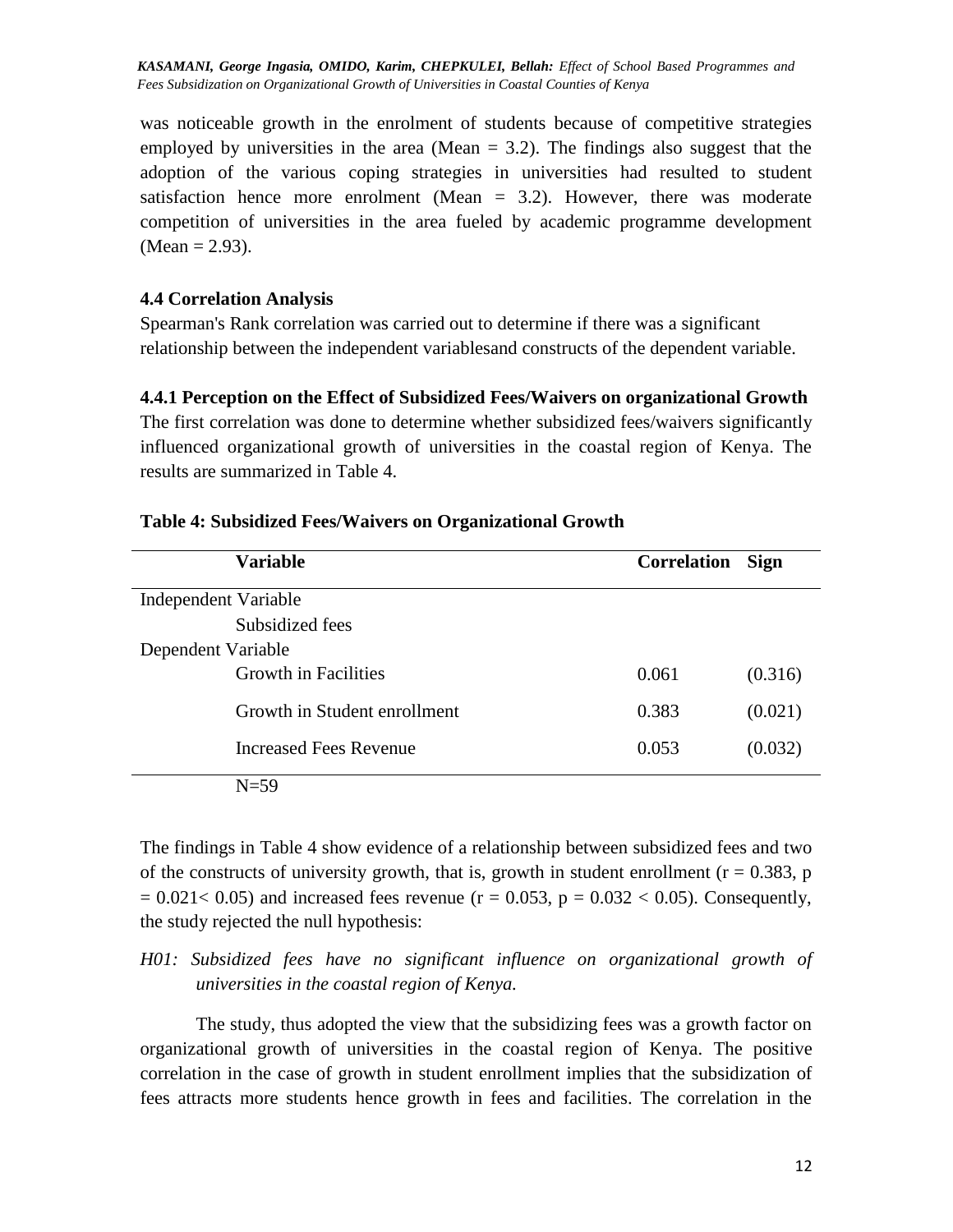was noticeable growth in the enrolment of students because of competitive strategies employed by universities in the area (Mean = 3.2). The findings also suggest that the adoption of the various coping strategies in universities had resulted to student satisfaction hence more enrolment (Mean = 3.2). However, there was moderate competition of universities in the area fueled by academic programme development (Mean = 2.93).

### 4.4 Correlation Analysis

Spearman's Rank correlation was carried out to determine if there was a significant relationship between the independent variablesand constructs of the dependent variable.

#### 4.4.1 Perception on the Effect of Subsidized Fees/Waivers on organizational Growth

The first correlation was done to determine whether subsidized fees/waivers significantly influenced organizational growth of universities in the coastal region of Kenya. The results are summarized in Table 4.

**Table 4: Subsidized Fees/Waivers on Organizational Growth**

| Variable | Correlation | Sign |
|---|---|---|
| Independent Variable | | |
| Subsidized fees | | |
| Dependent Variable | | |
| Growth in Facilities | 0.061 | (0.316) |
| Growth in Student enrollment | 0.383 | (0.021) |
| Increased Fees Revenue | 0.053 | (0.032) |
| N=59 | | |

The findings in Table 4 show evidence of a relationship between subsidized fees and two of the constructs of university growth, that is, growth in student enrollment ($r = 0.383$, $p = 0.021 < 0.05$) and increased fees revenue ($r = 0.053$, $p = 0.032 < 0.05$). Consequently, the study rejected the null hypothesis:

*H01: Subsidized fees have no significant influence on organizational growth of universities in the coastal region of Kenya.*

The study, thus adopted the view that the subsidizing fees was a growth factor on organizational growth of universities in the coastal region of Kenya. The positive correlation in the case of growth in student enrollment implies that the subsidization of fees attracts more students hence growth in fees and facilities. The correlation in the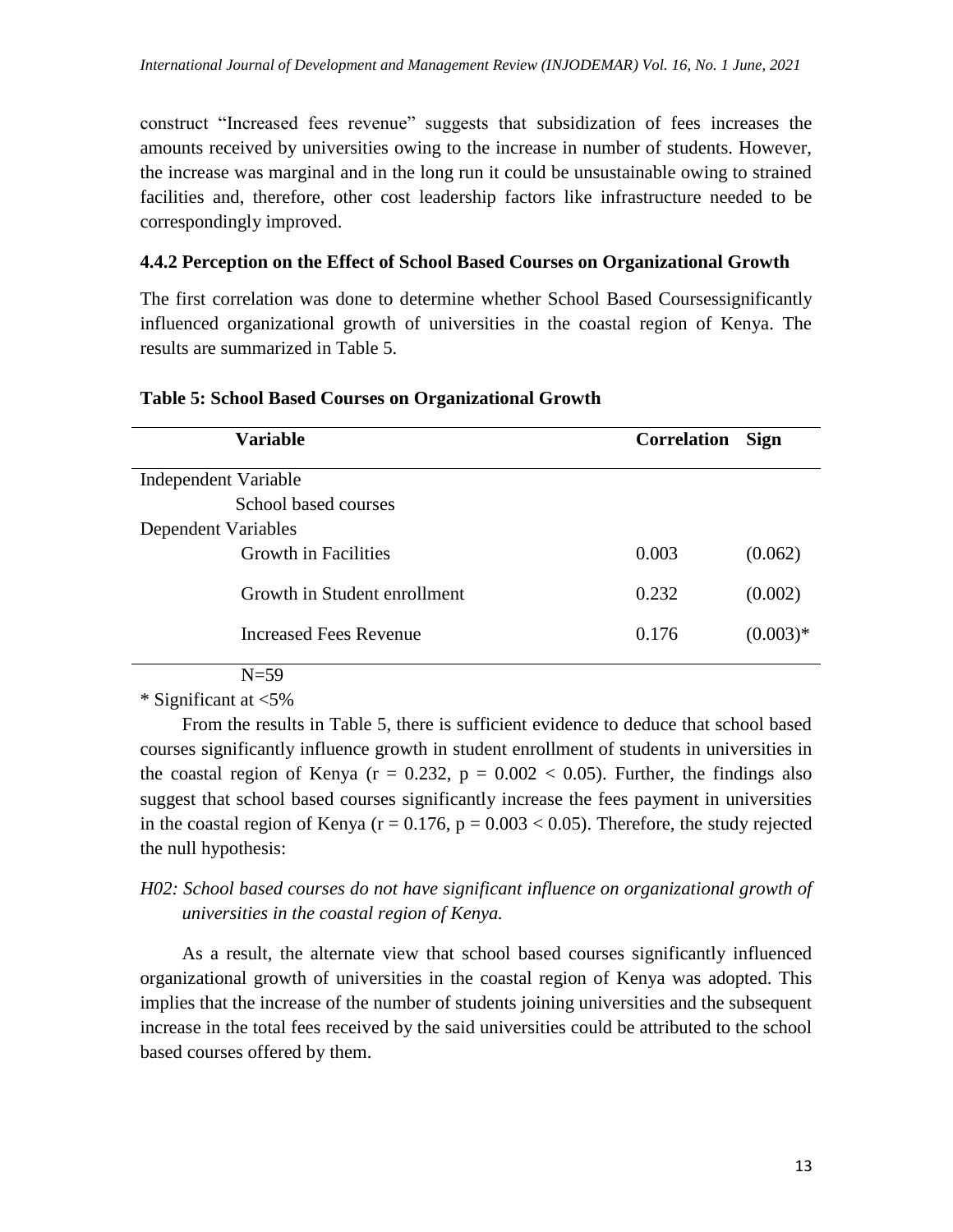construct "Increased fees revenue" suggests that subsidization of fees increases the amounts received by universities owing to the increase in number of students. However, the increase was marginal and in the long run it could be unsustainable owing to strained facilities and, therefore, other cost leadership factors like infrastructure needed to be correspondingly improved.

### 4.4.2 Perception on the Effect of School Based Courses on Organizational Growth

The first correlation was done to determine whether School Based Coursessignificantly influenced organizational growth of universities in the coastal region of Kenya. The results are summarized in Table 5.

**Table 5: School Based Courses on Organizational Growth**

| Variable | Correlation | Sign |
|---|---|---|
| Independent Variable | | |
| School based courses | | |
| Dependent Variables | | |
| Growth in Facilities | 0.003 | (0.062) |
| Growth in Student enrollment | 0.232 | (0.002) |
| Increased Fees Revenue | 0.176 | (0.003)* |
| N=59 | | |

\* Significant at <5%

From the results in Table 5, there is sufficient evidence to deduce that school based courses significantly influence growth in student enrollment of students in universities in the coastal region of Kenya ($r = 0.232$, $p = 0.002 < 0.05$). Further, the findings also suggest that school based courses significantly increase the fees payment in universities in the coastal region of Kenya ($r = 0.176$, $p = 0.003 < 0.05$). Therefore, the study rejected the null hypothesis:

*H02: School based courses do not have significant influence on organizational growth of universities in the coastal region of Kenya.*

As a result, the alternate view that school based courses significantly influenced organizational growth of universities in the coastal region of Kenya was adopted. This implies that the increase of the number of students joining universities and the subsequent increase in the total fees received by the said universities could be attributed to the school based courses offered by them.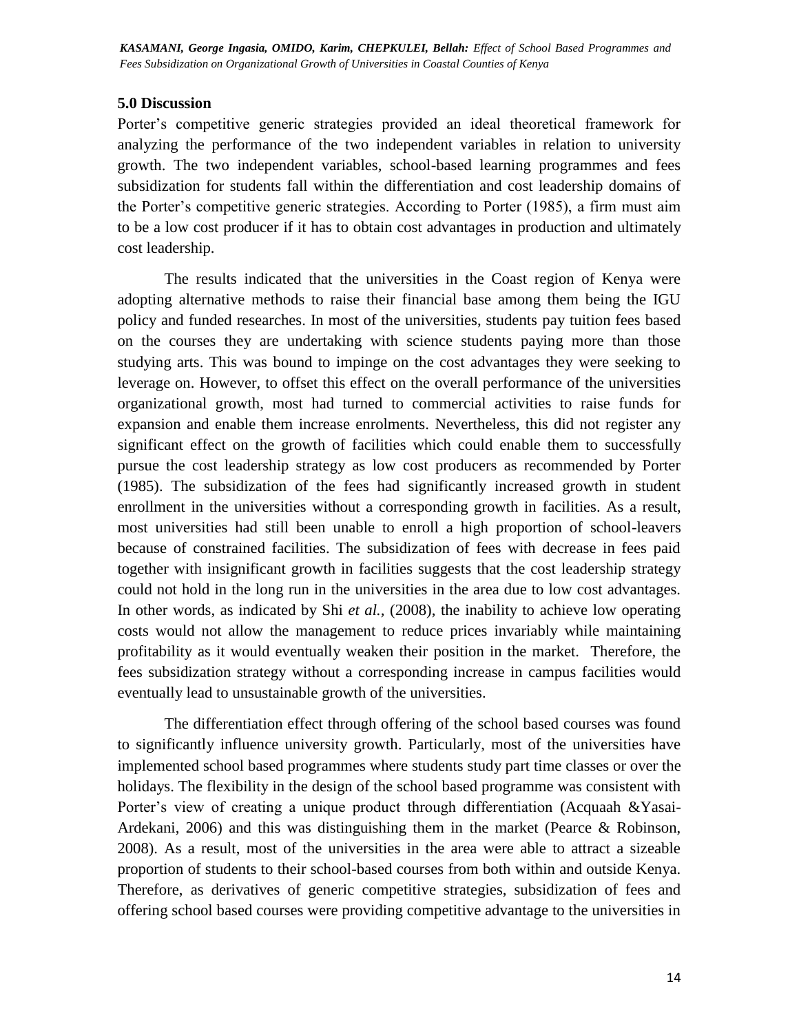## 5.0 Discussion

Porter's competitive generic strategies provided an ideal theoretical framework for analyzing the performance of the two independent variables in relation to university growth. The two independent variables, school-based learning programmes and fees subsidization for students fall within the differentiation and cost leadership domains of the Porter's competitive generic strategies. According to Porter (1985), a firm must aim to be a low cost producer if it has to obtain cost advantages in production and ultimately cost leadership.

The results indicated that the universities in the Coast region of Kenya were adopting alternative methods to raise their financial base among them being the IGU policy and funded researches. In most of the universities, students pay tuition fees based on the courses they are undertaking with science students paying more than those studying arts. This was bound to impinge on the cost advantages they were seeking to leverage on. However, to offset this effect on the overall performance of the universities organizational growth, most had turned to commercial activities to raise funds for expansion and enable them increase enrolments. Nevertheless, this did not register any significant effect on the growth of facilities which could enable them to successfully pursue the cost leadership strategy as low cost producers as recommended by Porter (1985). The subsidization of the fees had significantly increased growth in student enrollment in the universities without a corresponding growth in facilities. As a result, most universities had still been unable to enroll a high proportion of school-leavers because of constrained facilities. The subsidization of fees with decrease in fees paid together with insignificant growth in facilities suggests that the cost leadership strategy could not hold in the long run in the universities in the area due to low cost advantages. In other words, as indicated by Shi *et al.,* (2008), the inability to achieve low operating costs would not allow the management to reduce prices invariably while maintaining profitability as it would eventually weaken their position in the market. Therefore, the fees subsidization strategy without a corresponding increase in campus facilities would eventually lead to unsustainable growth of the universities.

The differentiation effect through offering of the school based courses was found to significantly influence university growth. Particularly, most of the universities have implemented school based programmes where students study part time classes or over the holidays. The flexibility in the design of the school based programme was consistent with Porter's view of creating a unique product through differentiation (Acquaah &Yasai-Ardekani, 2006) and this was distinguishing them in the market (Pearce & Robinson, 2008). As a result, most of the universities in the area were able to attract a sizeable proportion of students to their school-based courses from both within and outside Kenya. Therefore, as derivatives of generic competitive strategies, subsidization of fees and offering school based courses were providing competitive advantage to the universities in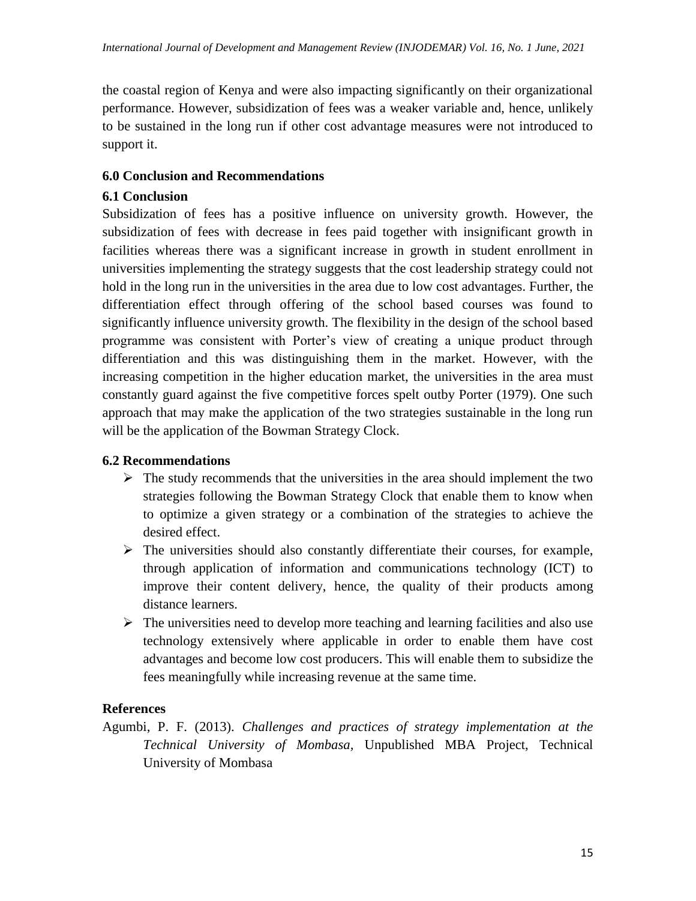the coastal region of Kenya and were also impacting significantly on their organizational performance. However, subsidization of fees was a weaker variable and, hence, unlikely to be sustained in the long run if other cost advantage measures were not introduced to support it.

## 6.0 Conclusion and Recommendations

### 6.1 Conclusion

Subsidization of fees has a positive influence on university growth. However, the subsidization of fees with decrease in fees paid together with insignificant growth in facilities whereas there was a significant increase in growth in student enrollment in universities implementing the strategy suggests that the cost leadership strategy could not hold in the long run in the universities in the area due to low cost advantages. Further, the differentiation effect through offering of the school based courses was found to significantly influence university growth. The flexibility in the design of the school based programme was consistent with Porter's view of creating a unique product through differentiation and this was distinguishing them in the market. However, with the increasing competition in the higher education market, the universities in the area must constantly guard against the five competitive forces spelt outby Porter (1979). One such approach that may make the application of the two strategies sustainable in the long run will be the application of the Bowman Strategy Clock.

### 6.2 Recommendations

- The study recommends that the universities in the area should implement the two strategies following the Bowman Strategy Clock that enable them to know when to optimize a given strategy or a combination of the strategies to achieve the desired effect.
- The universities should also constantly differentiate their courses, for example, through application of information and communications technology (ICT) to improve their content delivery, hence, the quality of their products among distance learners.
- The universities need to develop more teaching and learning facilities and also use technology extensively where applicable in order to enable them have cost advantages and become low cost producers. This will enable them to subsidize the fees meaningfully while increasing revenue at the same time.

## References

Agumbi, P. F. (2013). *Challenges and practices of strategy implementation at the Technical University of Mombasa*, Unpublished MBA Project, Technical University of Mombasa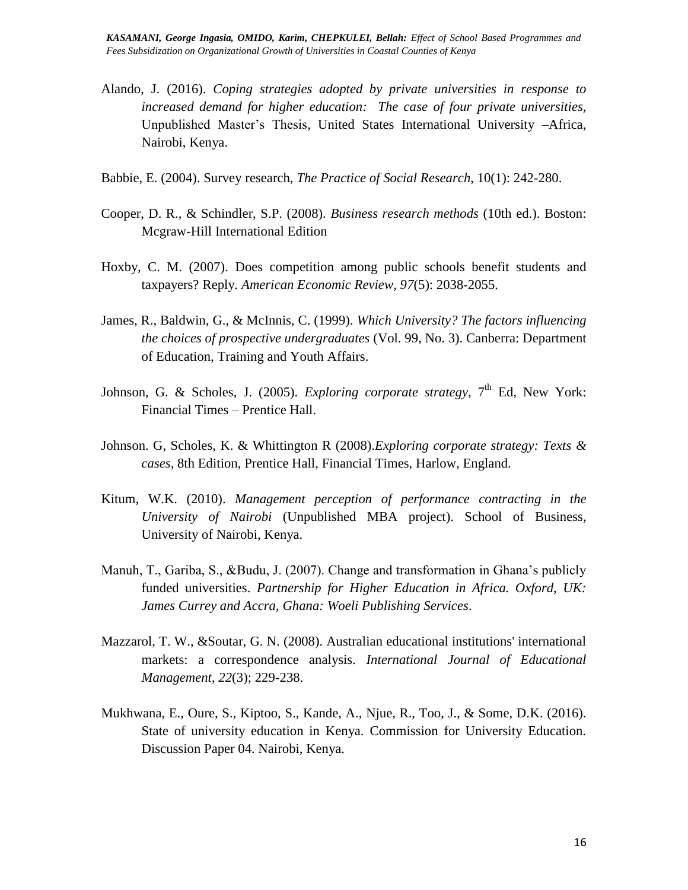Alando, J. (2016). *Coping strategies adopted by private universities in response to increased demand for higher education: The case of four private universities*, Unpublished Master's Thesis, United States International University –Africa, Nairobi, Kenya.

Babbie, E. (2004). Survey research, *The Practice of Social Research*, 10(1): 242-280.

Cooper, D. R., & Schindler, S.P. (2008). *Business research methods* (10th ed.). Boston: Mcgraw-Hill International Edition

Hoxby, C. M. (2007). Does competition among public schools benefit students and taxpayers? Reply. *American Economic Review*, *97*(5): 2038-2055.

James, R., Baldwin, G., & McInnis, C. (1999). *Which University? The factors influencing the choices of prospective undergraduates* (Vol. 99, No. 3). Canberra: Department of Education, Training and Youth Affairs.

Johnson, G. & Scholes, J. (2005). *Exploring corporate strategy,* 7th Ed, New York: Financial Times – Prentice Hall.

Johnson. G, Scholes, K. & Whittington R (2008).*Exploring corporate strategy: Texts & cases*, 8th Edition, Prentice Hall, Financial Times, Harlow, England.

Kitum, W.K. (2010). *Management perception of performance contracting in the University of Nairobi* (Unpublished MBA project). School of Business, University of Nairobi, Kenya.

Manuh, T., Gariba, S., &Budu, J. (2007). Change and transformation in Ghana's publicly funded universities. *Partnership for Higher Education in Africa. Oxford, UK: James Currey and Accra, Ghana: Woeli Publishing Services*.

Mazzarol, T. W., &Soutar, G. N. (2008). Australian educational institutions' international markets: a correspondence analysis. *International Journal of Educational Management*, *22*(3); 229-238.

Mukhwana, E., Oure, S., Kiptoo, S., Kande, A., Njue, R., Too, J., & Some, D.K. (2016). State of university education in Kenya. Commission for University Education. Discussion Paper 04. Nairobi, Kenya.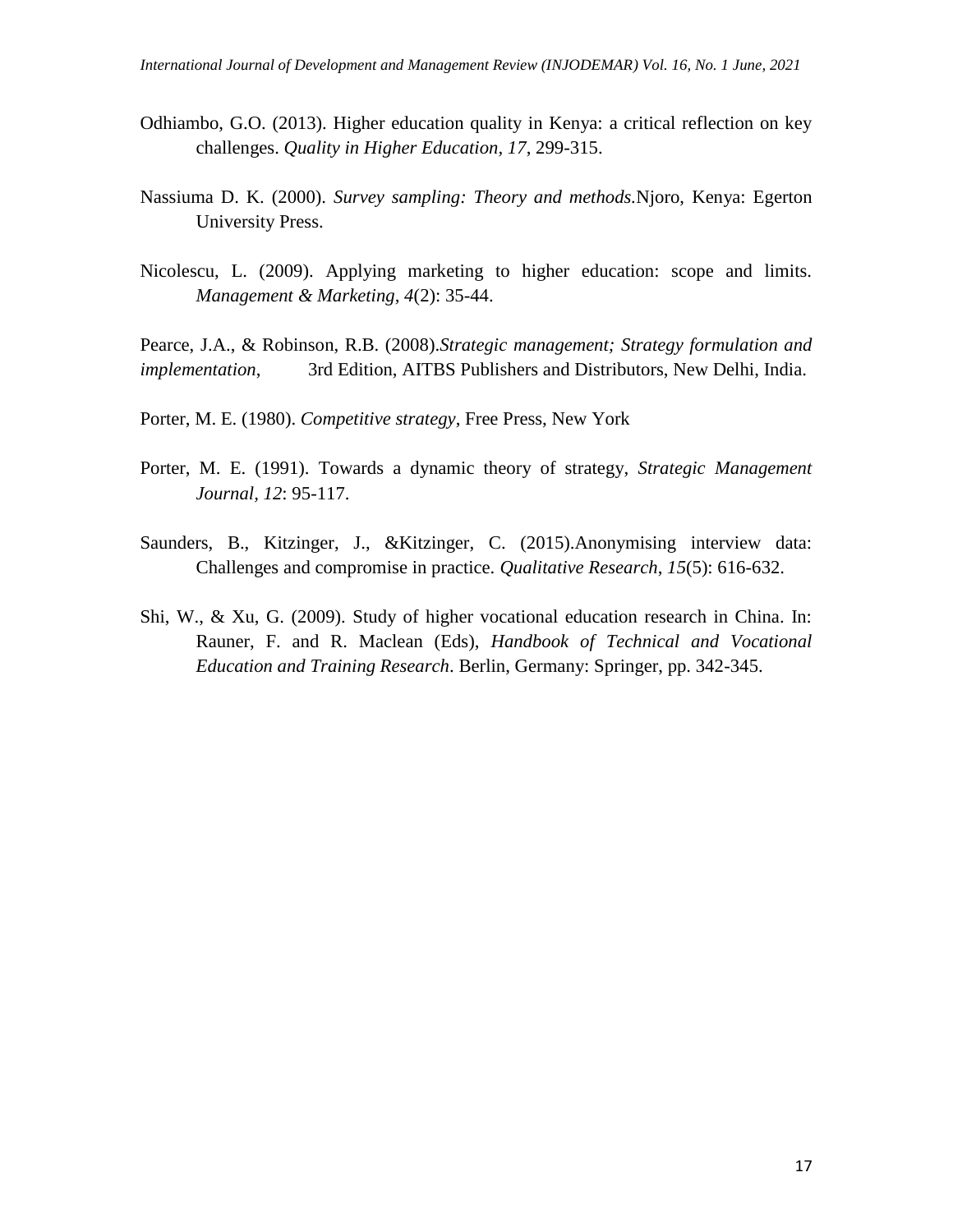Odhiambo, G.O. (2013). Higher education quality in Kenya: a critical reflection on key challenges. *Quality in Higher Education, 17*, 299-315.

Nassiuma D. K. (2000). *Survey sampling: Theory and methods.*Njoro, Kenya: Egerton University Press.

Nicolescu, L. (2009). Applying marketing to higher education: scope and limits. *Management & Marketing, 4*(2): 35-44.

Pearce, J.A., & Robinson, R.B. (2008).*Strategic management; Strategy formulation and implementation*, 3rd Edition, AITBS Publishers and Distributors, New Delhi, India.

Porter, M. E. (1980). *Competitive strategy*, Free Press, New York

Porter, M. E. (1991). Towards a dynamic theory of strategy, *Strategic Management Journal, 12*: 95-117.

Saunders, B., Kitzinger, J., &Kitzinger, C. (2015).Anonymising interview data: Challenges and compromise in practice. *Qualitative Research*, *15*(5): 616-632.

Shi, W., & Xu, G. (2009). Study of higher vocational education research in China. In: Rauner, F. and R. Maclean (Eds), *Handbook of Technical and Vocational Education and Training Research*. Berlin, Germany: Springer, pp. 342-345.